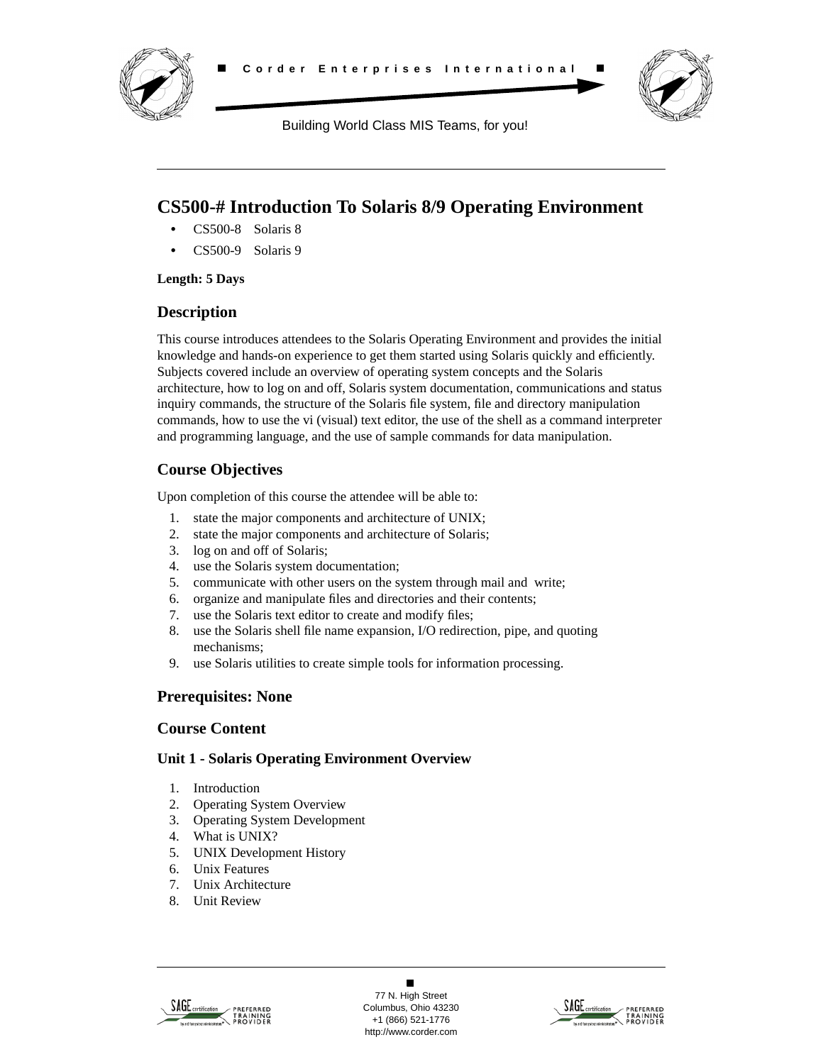Corder Enterprises International

Building World Class MIS Teams, for you!

# CS500-# Introduction To Solaris 8/9 Operating Environment

- CS500-8 Solaris 8
- CS500-9 Solaris 9

**Length: 5 Days**

## Description

This course introduces attendees to the Solaris Operating Environment and provides the initial knowledge and hands-on experience to get them started using Solaris quickly and efficiently. Subjects covered include an overview of operating system concepts and the Solaris architecture, how to log on and off, Solaris system documentation, communications and status inquiry commands, the structure of the Solaris file system, file and directory manipulation commands, how to use the vi (visual) text editor, the use of the shell as a command interpreter and programming language, and the use of sample commands for data manipulation.

## Course Objectives

Upon completion of this course the attendee will be able to:

1. state the major components and architecture of UNIX;
2. state the major components and architecture of Solaris;
3. log on and off of Solaris;
4. use the Solaris system documentation;
5. communicate with other users on the system through mail and write;
6. organize and manipulate files and directories and their contents;
7. use the Solaris text editor to create and modify files;
8. use the Solaris shell file name expansion, I/O redirection, pipe, and quoting mechanisms;
9. use Solaris utilities to create simple tools for information processing.

## Prerequisites: None

## Course Content

### Unit 1 - Solaris Operating Environment Overview

1. Introduction
2. Operating System Overview
3. Operating System Development
4. What is UNIX?
5. UNIX Development History
6. Unix Features
7. Unix Architecture
8. Unit Review

77 N. High Street
Columbus, Ohio 43230
+1 (866) 521-1776
http://www.corder.com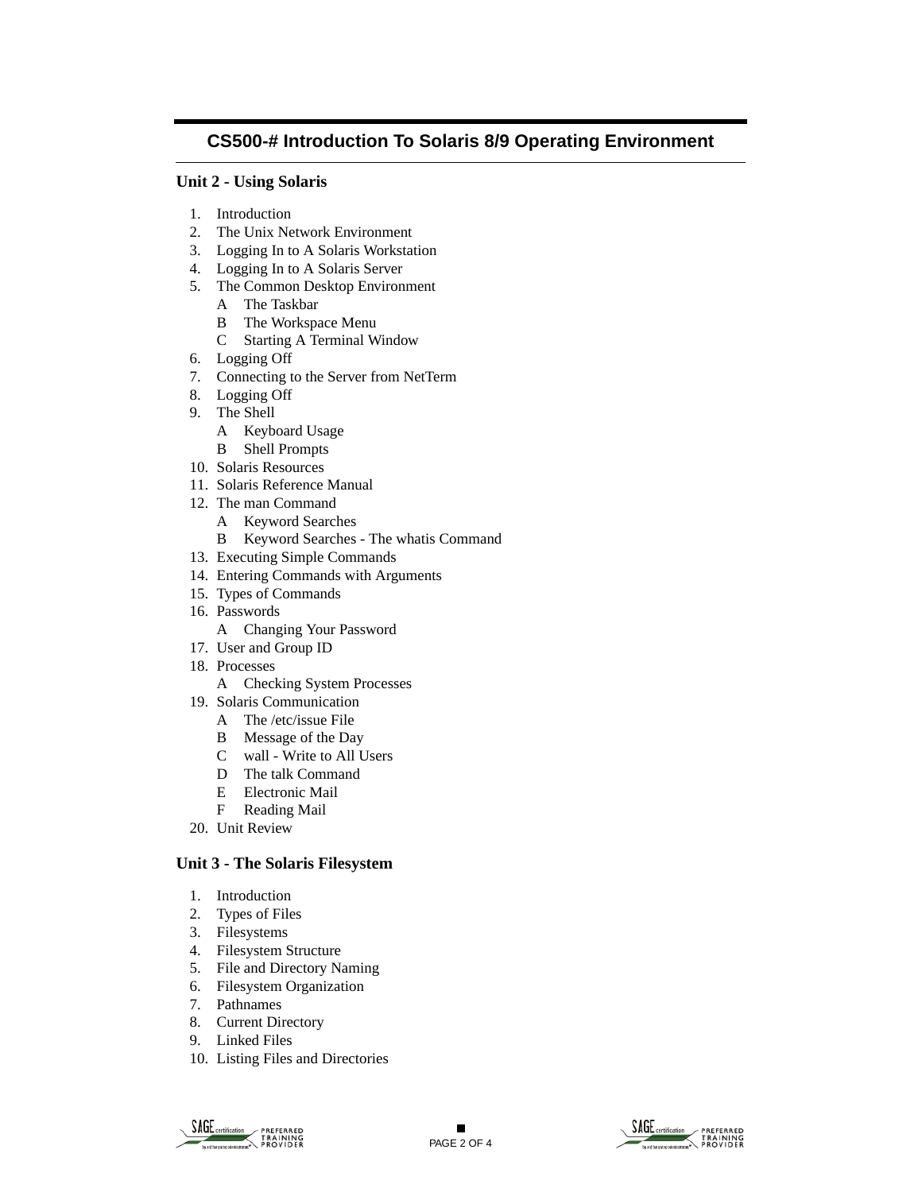## CS500-# Introduction To Solaris 8/9 Operating Environment

### Unit 2 - Using Solaris

1. Introduction
2. The Unix Network Environment
3. Logging In to A Solaris Workstation
4. Logging In to A Solaris Server
5. The Common Desktop Environment
   - A The Taskbar
   - B The Workspace Menu
   - C Starting A Terminal Window
6. Logging Off
7. Connecting to the Server from NetTerm
8. Logging Off
9. The Shell
   - A Keyboard Usage
   - B Shell Prompts
10. Solaris Resources
11. Solaris Reference Manual
12. The man Command
    - A Keyword Searches
    - B Keyword Searches - The whatis Command
13. Executing Simple Commands
14. Entering Commands with Arguments
15. Types of Commands
16. Passwords
    - A Changing Your Password
17. User and Group ID
18. Processes
    - A Checking System Processes
19. Solaris Communication
    - A The /etc/issue File
    - B Message of the Day
    - C wall - Write to All Users
    - D The talk Command
    - E Electronic Mail
    - F Reading Mail
20. Unit Review

### Unit 3 - The Solaris Filesystem

1. Introduction
2. Types of Files
3. Filesystems
4. Filesystem Structure
5. File and Directory Naming
6. Filesystem Organization
7. Pathnames
8. Current Directory
9. Linked Files
10. Listing Files and Directories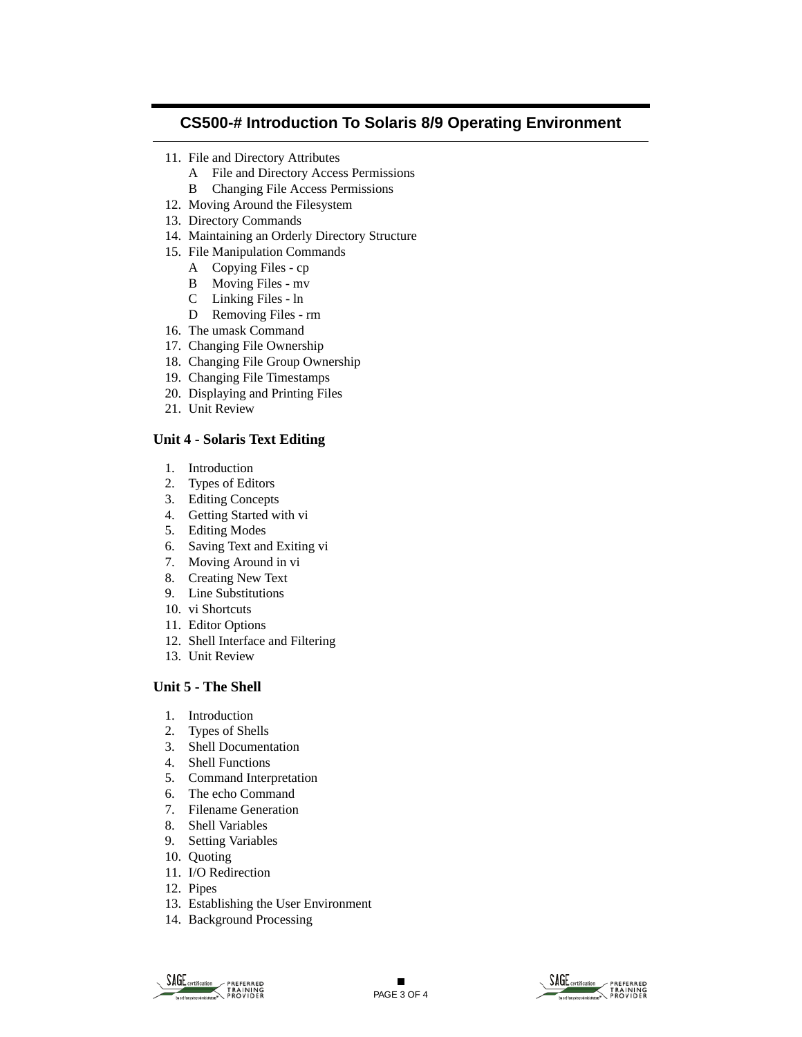11. File and Directory Attributes
    - A File and Directory Access Permissions
    - B Changing File Access Permissions
12. Moving Around the Filesystem
13. Directory Commands
14. Maintaining an Orderly Directory Structure
15. File Manipulation Commands
    - A Copying Files - cp
    - B Moving Files - mv
    - C Linking Files - ln
    - D Removing Files - rm
16. The umask Command
17. Changing File Ownership
18. Changing File Group Ownership
19. Changing File Timestamps
20. Displaying and Printing Files
21. Unit Review

### Unit 4 - Solaris Text Editing

1. Introduction
2. Types of Editors
3. Editing Concepts
4. Getting Started with vi
5. Editing Modes
6. Saving Text and Exiting vi
7. Moving Around in vi
8. Creating New Text
9. Line Substitutions
10. vi Shortcuts
11. Editor Options
12. Shell Interface and Filtering
13. Unit Review

### Unit 5 - The Shell

1. Introduction
2. Types of Shells
3. Shell Documentation
4. Shell Functions
5. Command Interpretation
6. The echo Command
7. Filename Generation
8. Shell Variables
9. Setting Variables
10. Quoting
11. I/O Redirection
12. Pipes
13. Establishing the User Environment
14. Background Processing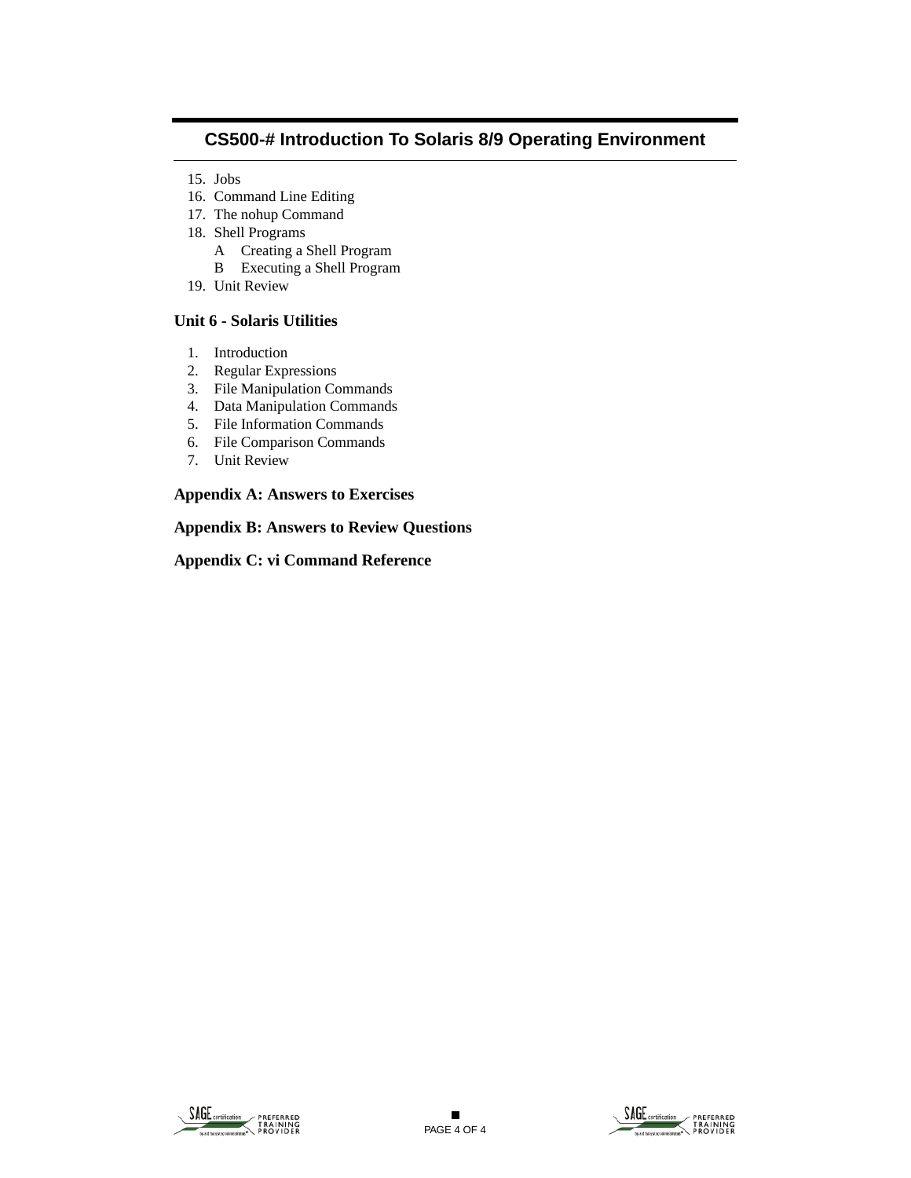15. Jobs
16. Command Line Editing
17. The nohup Command
18. Shell Programs
    - A Creating a Shell Program
    - B Executing a Shell Program
19. Unit Review

**Unit 6 - Solaris Utilities**

1. Introduction
2. Regular Expressions
3. File Manipulation Commands
4. Data Manipulation Commands
5. File Information Commands
6. File Comparison Commands
7. Unit Review

**Appendix A: Answers to Exercises**

**Appendix B: Answers to Review Questions**

**Appendix C: vi Command Reference**